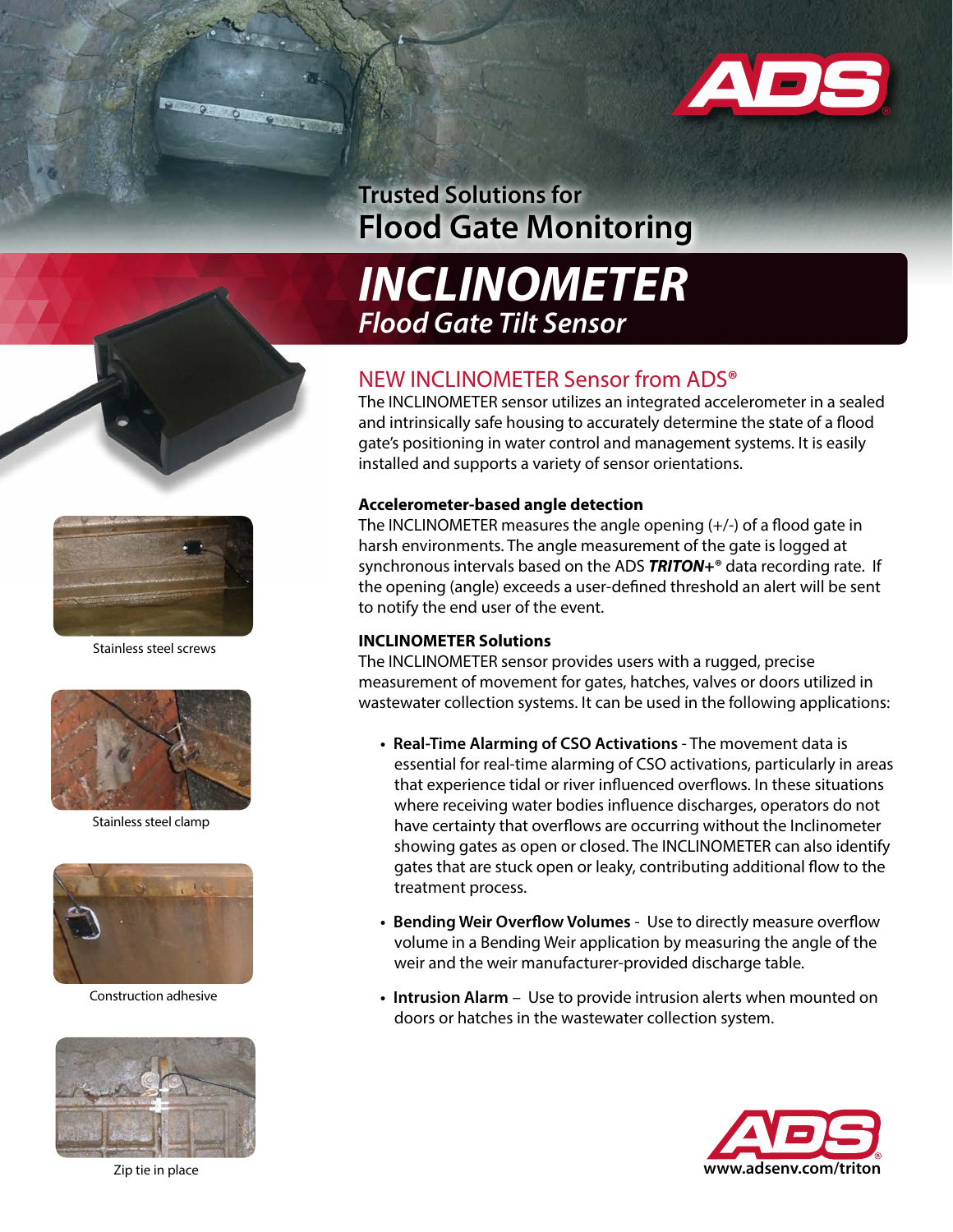# Trusted Solutions for Flood Gate Monitoring

# *INCLINOMETER*

## *Flood Gate Tilt Sensor*

## NEW INCLINOMETER Sensor from ADS®

The INCLINOMETER sensor utilizes an integrated accelerometer in a sealed and intrinsically safe housing to accurately determine the state of a flood gate's positioning in water control and management systems. It is easily installed and supports a variety of sensor orientations.

**Accelerometer-based angle detection**

The INCLINOMETER measures the angle opening (+/-) of a flood gate in harsh environments. The angle measurement of the gate is logged at synchronous intervals based on the ADS ***TRITON+***® data recording rate. If the opening (angle) exceeds a user-defined threshold an alert will be sent to notify the end user of the event.

**INCLINOMETER Solutions**

The INCLINOMETER sensor provides users with a rugged, precise measurement of movement for gates, hatches, valves or doors utilized in wastewater collection systems. It can be used in the following applications:

- **Real-Time Alarming of CSO Activations** - The movement data is essential for real-time alarming of CSO activations, particularly in areas that experience tidal or river influenced overflows. In these situations where receiving water bodies influence discharges, operators do not have certainty that overflows are occurring without the Inclinometer showing gates as open or closed. The INCLINOMETER can also identify gates that are stuck open or leaky, contributing additional flow to the treatment process.
- **Bending Weir Overflow Volumes** - Use to directly measure overflow volume in a Bending Weir application by measuring the angle of the weir and the weir manufacturer-provided discharge table.
- **Intrusion Alarm** – Use to provide intrusion alerts when mounted on doors or hatches in the wastewater collection system.

Stainless steel screws

Stainless steel clamp

Construction adhesive

Zip tie in place

www.adsenv.com/triton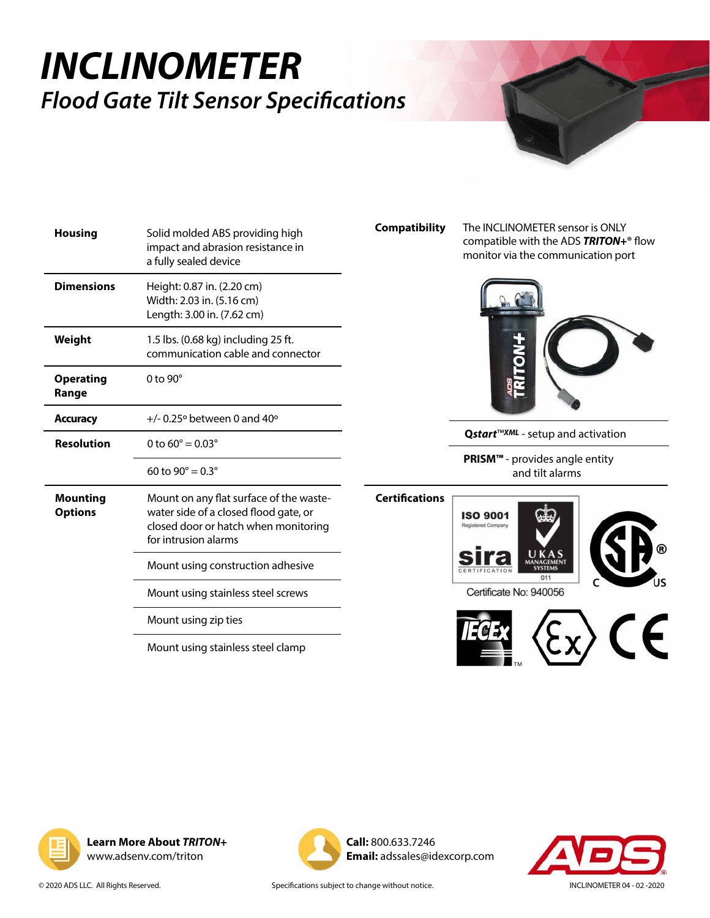# INCLINOMETER

## Flood Gate Tilt Sensor Specifications

| | |
|---|---|
| **Housing** | Solid molded ABS providing high impact and abrasion resistance in a fully sealed device |
| **Dimensions** | Height: 0.87 in. (2.20 cm)<br>Width: 2.03 in. (5.16 cm)<br>Length: 3.00 in. (7.62 cm) |
| **Weight** | 1.5 lbs. (0.68 kg) including 25 ft. communication cable and connector |
| **Operating Range** | 0 to 90° |
| **Accuracy** | +/- 0.25° between 0 and 40° |
| **Resolution** | 0 to 60° = 0.03° |
| | 60 to 90° = 0.3° |
| **Mounting Options** | Mount on any flat surface of the waste-water side of a closed flood gate, or closed door or hatch when monitoring for intrusion alarms |
| | Mount using construction adhesive |
| | Mount using stainless steel screws |
| | Mount using zip ties |
| | Mount using stainless steel clamp |

**Compatibility**

The INCLINOMETER sensor is ONLY compatible with the ADS ***TRITON+***® flow monitor via the communication port

***Qstart***™***XML*** - setup and activation

**PRISM**™ - provides angle entity and tilt alarms

**Certifications**

ISO 9001 Registered Company
sira CERTIFICATION
UKAS MANAGEMENT SYSTEMS 011
Certificate No: 940056

**Learn More About *TRITON+***
www.adsenv.com/triton

**Call:** 800.633.7246
**Email:** adssales@idexcorp.com

© 2020 ADS LLC. All Rights Reserved.

Specifications subject to change without notice.

INCLINOMETER 04 - 02 -2020